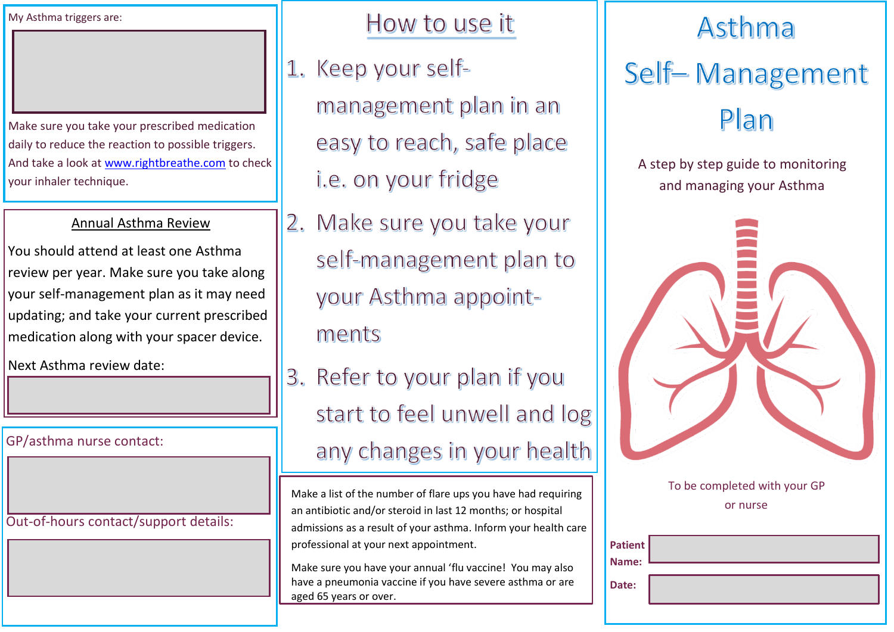My Asthma triggers are:

Make sure you take your prescribed medication daily to reduce the reaction to possible triggers. And take a look at www.rightbreathe.com to check your inhaler technique.

## Annual Asthma Review

You should attend at least one Asthma review per year. Make sure you take along your self-management plan as it may need updating; and take your current prescribed medication along with your spacer device.

Next Asthma review date:

GP/asthma nurse contact:

Out-of-hours contact/support details:

## How to use it

1. Keep your self-management plan in an easy to reach, safe place i.e. on your fridge
2. Make sure you take your self-management plan to your Asthma appointments
3. Refer to your plan if you start to feel unwell and log any changes in your health

Make a list of the number of flare ups you have had requiring an antibiotic and/or steroid in last 12 months; or hospital admissions as a result of your asthma. Inform your health care professional at your next appointment.

Make sure you have your annual 'flu vaccine! You may also have a pneumonia vaccine if you have severe asthma or are aged 65 years or over.

# Asthma Self– Management Plan

A step by step guide to monitoring and managing your Asthma

To be completed with your GP or nurse

**Patient Name:**

**Date:**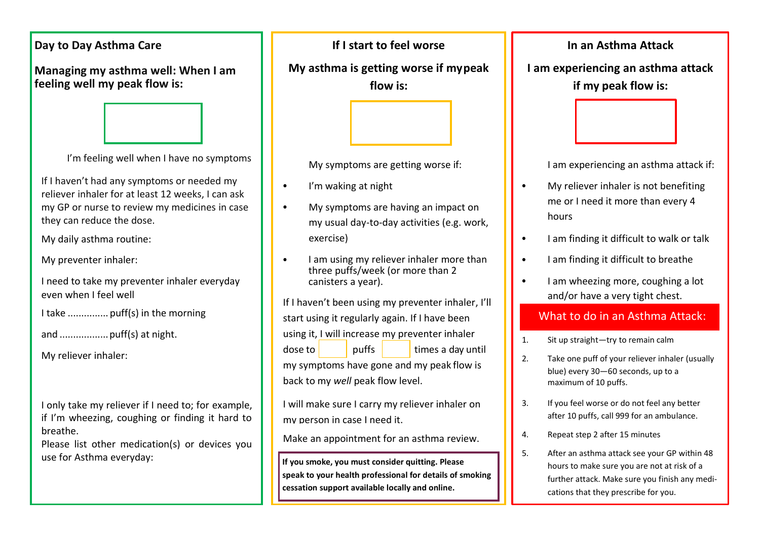## Day to Day Asthma Care

**Managing my asthma well: When I am feeling well my peak flow is:**

I'm feeling well when I have no symptoms

If I haven't had any symptoms or needed my reliever inhaler for at least 12 weeks, I can ask my GP or nurse to review my medicines in case they can reduce the dose.

My daily asthma routine:

My preventer inhaler:

I need to take my preventer inhaler everyday even when I feel well

I take .............. puff(s) in the morning

and ................. puff(s) at night.

My reliever inhaler:

I only take my reliever if I need to; for example, if I'm wheezing, coughing or finding it hard to breathe.

Please list other medication(s) or devices you use for Asthma everyday:

## If I start to feel worse

**My asthma is getting worse if my peak flow is:**

My symptoms are getting worse if:

- I'm waking at night
- My symptoms are having an impact on my usual day-to-day activities (e.g. work, exercise)
- I am using my reliever inhaler more than three puffs/week (or more than 2 canisters a year).

If I haven't been using my preventer inhaler, I'll start using it regularly again. If I have been using it, I will increase my preventer inhaler dose to ______ puffs ______ times a day until my symptoms have gone and my peak flow is back to my *well* peak flow level.

I will make sure I carry my reliever inhaler on my person in case I need it.

Make an appointment for an asthma review.

**If you smoke, you must consider quitting. Please speak to your health professional for details of smoking cessation support available locally and online.**

## In an Asthma Attack

**I am experiencing an asthma attack if my peak flow is:**

I am experiencing an asthma attack if:

- My reliever inhaler is not benefiting me or I need it more than every 4 hours
- I am finding it difficult to walk or talk
- I am finding it difficult to breathe
- I am wheezing more, coughing a lot and/or have a very tight chest.

### What to do in an Asthma Attack:

1. Sit up straight—try to remain calm
2. Take one puff of your reliever inhaler (usually blue) every 30—60 seconds, up to a maximum of 10 puffs.
3. If you feel worse or do not feel any better after 10 puffs, call 999 for an ambulance.
4. Repeat step 2 after 15 minutes
5. After an asthma attack see your GP within 48 hours to make sure you are not at risk of a further attack. Make sure you finish any medications that they prescribe for you.